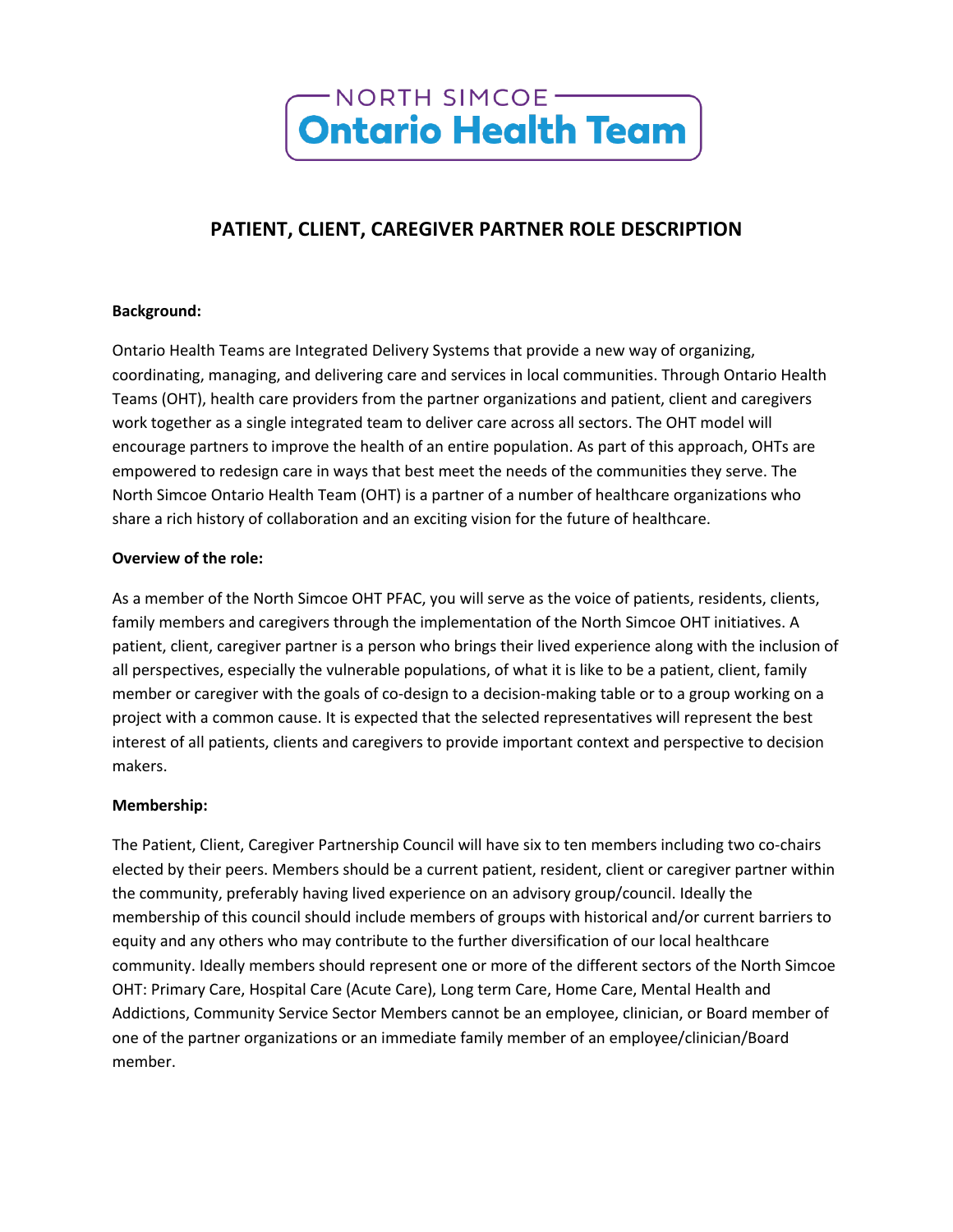NORTH SIMCOE
**Ontario Health Team**

## PATIENT, CLIENT, CAREGIVER PARTNER ROLE DESCRIPTION

**Background:**

Ontario Health Teams are Integrated Delivery Systems that provide a new way of organizing, coordinating, managing, and delivering care and services in local communities. Through Ontario Health Teams (OHT), health care providers from the partner organizations and patient, client and caregivers work together as a single integrated team to deliver care across all sectors. The OHT model will encourage partners to improve the health of an entire population. As part of this approach, OHTs are empowered to redesign care in ways that best meet the needs of the communities they serve. The North Simcoe Ontario Health Team (OHT) is a partner of a number of healthcare organizations who share a rich history of collaboration and an exciting vision for the future of healthcare.

**Overview of the role:**

As a member of the North Simcoe OHT PFAC, you will serve as the voice of patients, residents, clients, family members and caregivers through the implementation of the North Simcoe OHT initiatives. A patient, client, caregiver partner is a person who brings their lived experience along with the inclusion of all perspectives, especially the vulnerable populations, of what it is like to be a patient, client, family member or caregiver with the goals of co-design to a decision-making table or to a group working on a project with a common cause. It is expected that the selected representatives will represent the best interest of all patients, clients and caregivers to provide important context and perspective to decision makers.

**Membership:**

The Patient, Client, Caregiver Partnership Council will have six to ten members including two co-chairs elected by their peers. Members should be a current patient, resident, client or caregiver partner within the community, preferably having lived experience on an advisory group/council. Ideally the membership of this council should include members of groups with historical and/or current barriers to equity and any others who may contribute to the further diversification of our local healthcare community. Ideally members should represent one or more of the different sectors of the North Simcoe OHT: Primary Care, Hospital Care (Acute Care), Long term Care, Home Care, Mental Health and Addictions, Community Service Sector Members cannot be an employee, clinician, or Board member of one of the partner organizations or an immediate family member of an employee/clinician/Board member.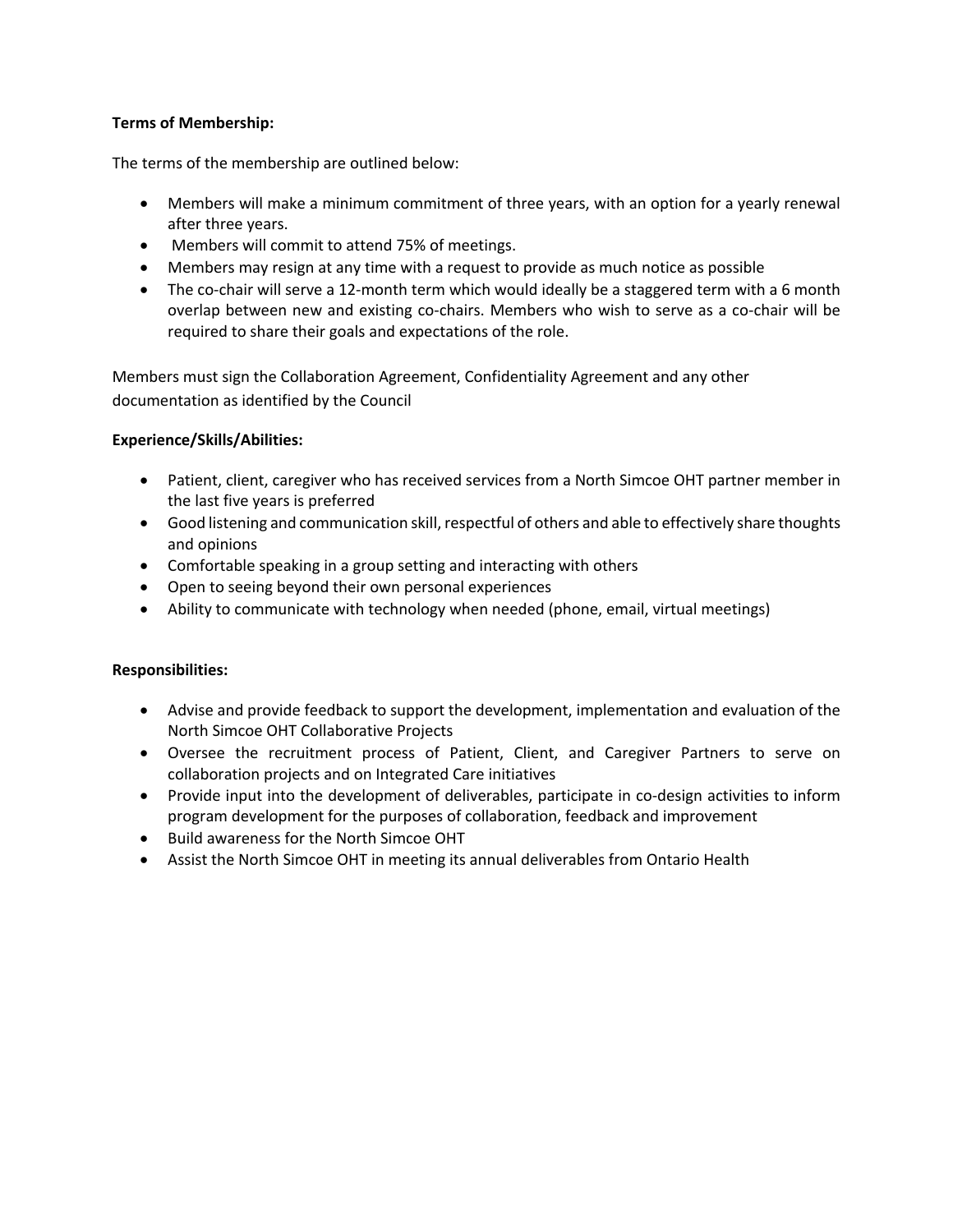**Terms of Membership:**

The terms of the membership are outlined below:

- Members will make a minimum commitment of three years, with an option for a yearly renewal after three years.
- Members will commit to attend 75% of meetings.
- Members may resign at any time with a request to provide as much notice as possible
- The co-chair will serve a 12-month term which would ideally be a staggered term with a 6 month overlap between new and existing co-chairs. Members who wish to serve as a co-chair will be required to share their goals and expectations of the role.

Members must sign the Collaboration Agreement, Confidentiality Agreement and any other documentation as identified by the Council

**Experience/Skills/Abilities:**

- Patient, client, caregiver who has received services from a North Simcoe OHT partner member in the last five years is preferred
- Good listening and communication skill, respectful of others and able to effectively share thoughts and opinions
- Comfortable speaking in a group setting and interacting with others
- Open to seeing beyond their own personal experiences
- Ability to communicate with technology when needed (phone, email, virtual meetings)

**Responsibilities:**

- Advise and provide feedback to support the development, implementation and evaluation of the North Simcoe OHT Collaborative Projects
- Oversee the recruitment process of Patient, Client, and Caregiver Partners to serve on collaboration projects and on Integrated Care initiatives
- Provide input into the development of deliverables, participate in co-design activities to inform program development for the purposes of collaboration, feedback and improvement
- Build awareness for the North Simcoe OHT
- Assist the North Simcoe OHT in meeting its annual deliverables from Ontario Health